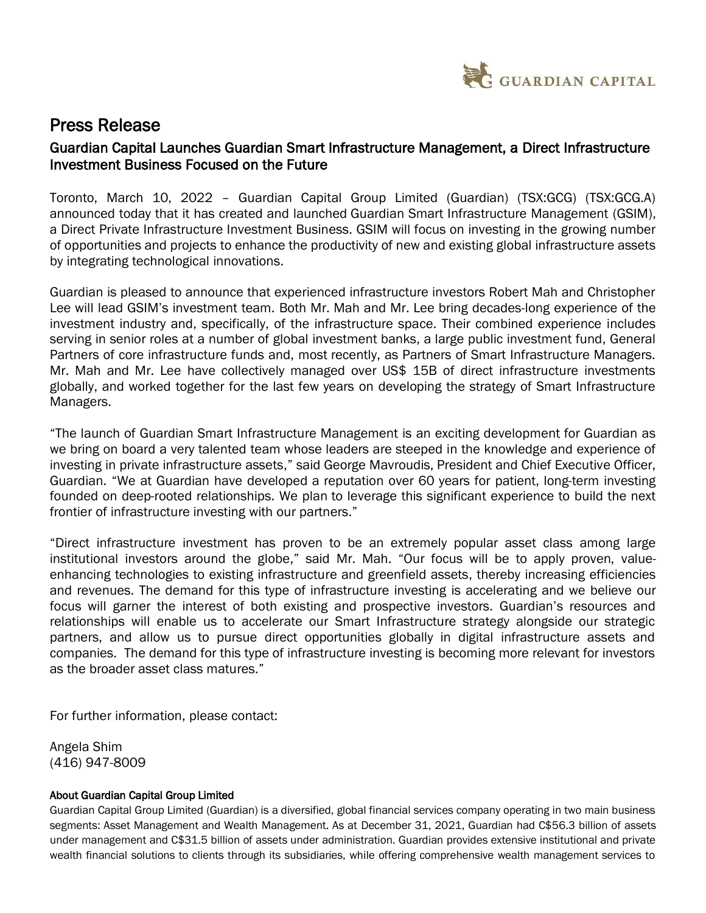GUARDIAN CAPITAL

# Press Release

## Guardian Capital Launches Guardian Smart Infrastructure Management, a Direct Infrastructure Investment Business Focused on the Future

Toronto, March 10, 2022 – Guardian Capital Group Limited (Guardian) (TSX:GCG) (TSX:GCG.A) announced today that it has created and launched Guardian Smart Infrastructure Management (GSIM), a Direct Private Infrastructure Investment Business. GSIM will focus on investing in the growing number of opportunities and projects to enhance the productivity of new and existing global infrastructure assets by integrating technological innovations.

Guardian is pleased to announce that experienced infrastructure investors Robert Mah and Christopher Lee will lead GSIM's investment team. Both Mr. Mah and Mr. Lee bring decades-long experience of the investment industry and, specifically, of the infrastructure space. Their combined experience includes serving in senior roles at a number of global investment banks, a large public investment fund, General Partners of core infrastructure funds and, most recently, as Partners of Smart Infrastructure Managers. Mr. Mah and Mr. Lee have collectively managed over US$ 15B of direct infrastructure investments globally, and worked together for the last few years on developing the strategy of Smart Infrastructure Managers.

"The launch of Guardian Smart Infrastructure Management is an exciting development for Guardian as we bring on board a very talented team whose leaders are steeped in the knowledge and experience of investing in private infrastructure assets," said George Mavroudis, President and Chief Executive Officer, Guardian. "We at Guardian have developed a reputation over 60 years for patient, long-term investing founded on deep-rooted relationships. We plan to leverage this significant experience to build the next frontier of infrastructure investing with our partners."

"Direct infrastructure investment has proven to be an extremely popular asset class among large institutional investors around the globe," said Mr. Mah. "Our focus will be to apply proven, value-enhancing technologies to existing infrastructure and greenfield assets, thereby increasing efficiencies and revenues. The demand for this type of infrastructure investing is accelerating and we believe our focus will garner the interest of both existing and prospective investors. Guardian's resources and relationships will enable us to accelerate our Smart Infrastructure strategy alongside our strategic partners, and allow us to pursue direct opportunities globally in digital infrastructure assets and companies. The demand for this type of infrastructure investing is becoming more relevant for investors as the broader asset class matures."

For further information, please contact:

Angela Shim
(416) 947-8009

**About Guardian Capital Group Limited**

Guardian Capital Group Limited (Guardian) is a diversified, global financial services company operating in two main business segments: Asset Management and Wealth Management. As at December 31, 2021, Guardian had C$56.3 billion of assets under management and C$31.5 billion of assets under administration. Guardian provides extensive institutional and private wealth financial solutions to clients through its subsidiaries, while offering comprehensive wealth management services to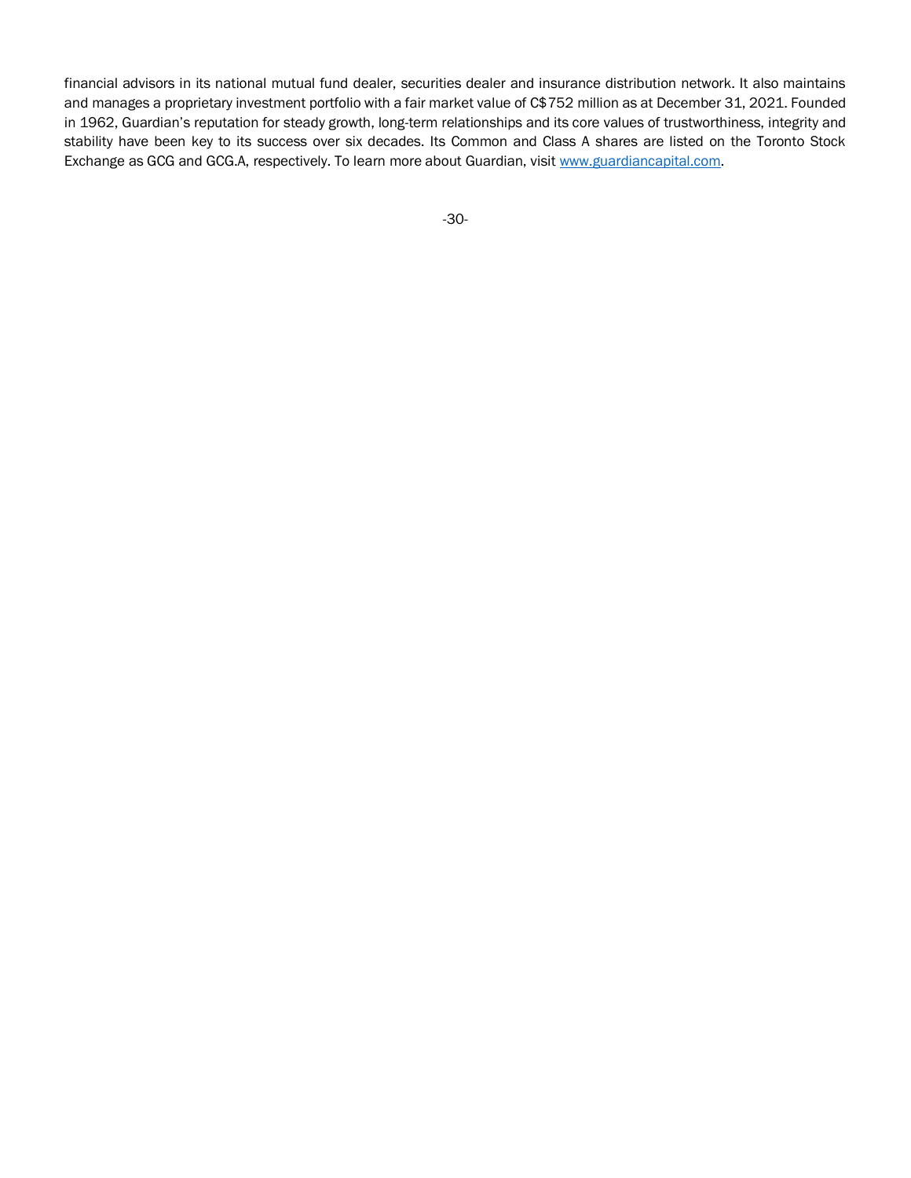financial advisors in its national mutual fund dealer, securities dealer and insurance distribution network. It also maintains and manages a proprietary investment portfolio with a fair market value of C$752 million as at December 31, 2021. Founded in 1962, Guardian's reputation for steady growth, long-term relationships and its core values of trustworthiness, integrity and stability have been key to its success over six decades. Its Common and Class A shares are listed on the Toronto Stock Exchange as GCG and GCG.A, respectively. To learn more about Guardian, visit [www.guardiancapital.com](http://www.guardiancapital.com).

-30-